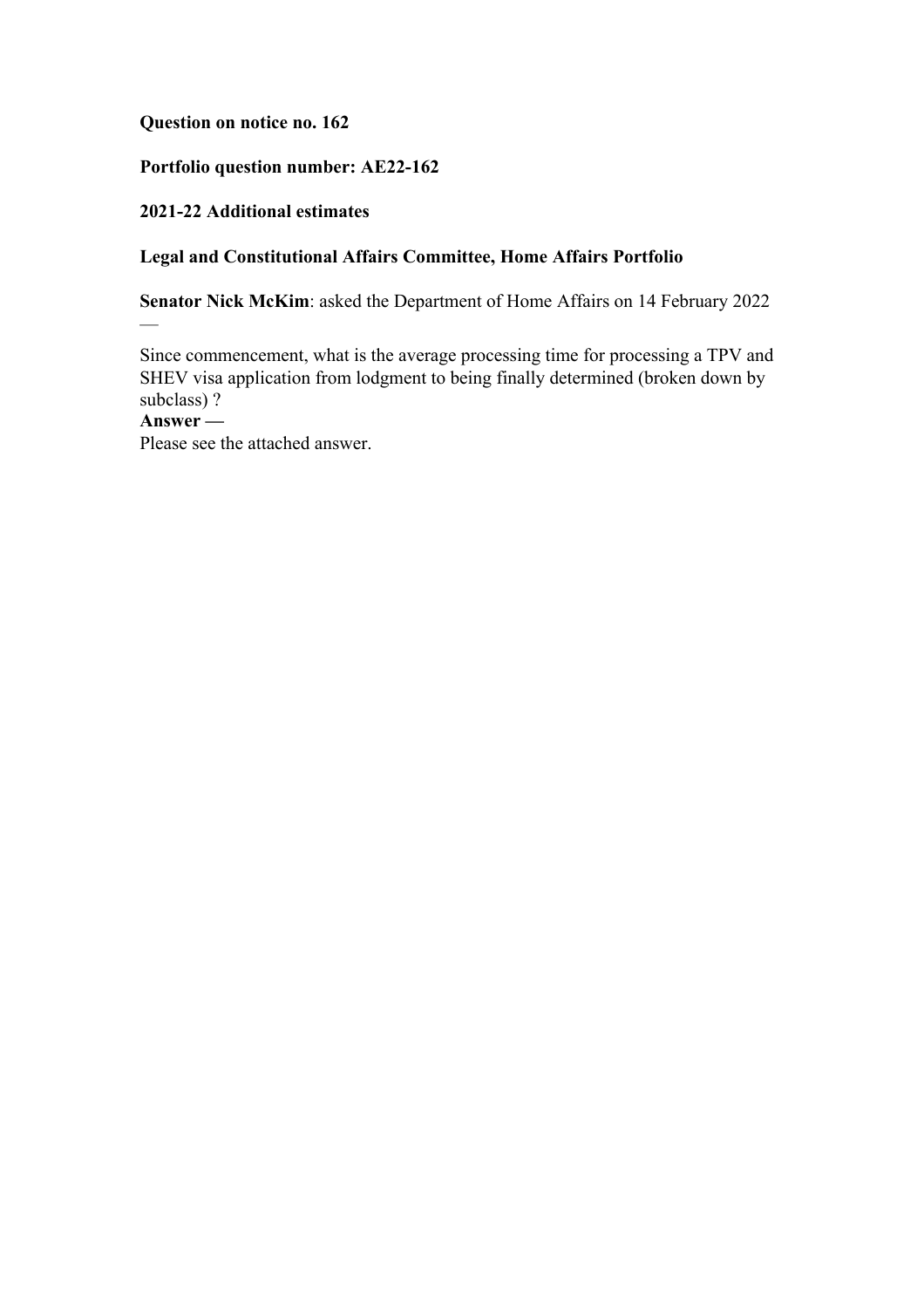**Question on notice no. 162**

**Portfolio question number: AE22-162**

**2021-22 Additional estimates**

**Legal and Constitutional Affairs Committee, Home Affairs Portfolio**

**Senator Nick McKim**: asked the Department of Home Affairs on 14 February 2022 —

Since commencement, what is the average processing time for processing a TPV and SHEV visa application from lodgment to being finally determined (broken down by subclass) ?

**Answer —**

Please see the attached answer.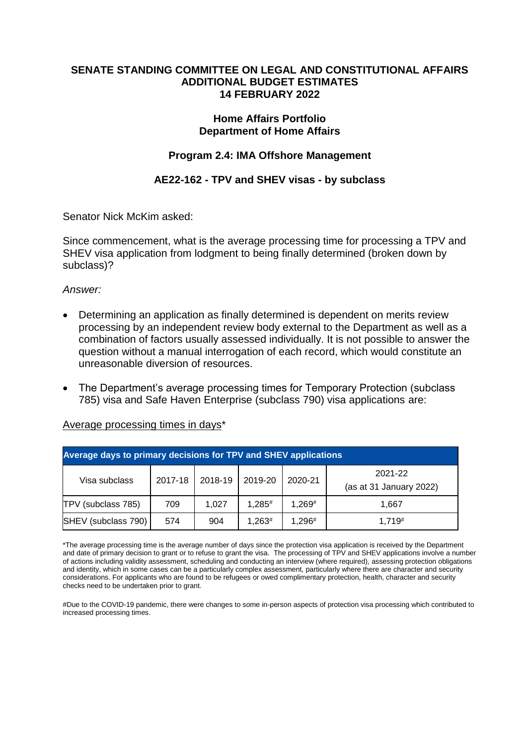**SENATE STANDING COMMITTEE ON LEGAL AND CONSTITUTIONAL AFFAIRS**
**ADDITIONAL BUDGET ESTIMATES**
**14 FEBRUARY 2022**

**Home Affairs Portfolio**
**Department of Home Affairs**

**Program 2.4: IMA Offshore Management**

**AE22-162 - TPV and SHEV visas - by subclass**

Senator Nick McKim asked:

Since commencement, what is the average processing time for processing a TPV and SHEV visa application from lodgment to being finally determined (broken down by subclass)?

*Answer:*

- Determining an application as finally determined is dependent on merits review processing by an independent review body external to the Department as well as a combination of factors usually assessed individually. It is not possible to answer the question without a manual interrogation of each record, which would constitute an unreasonable diversion of resources.
- The Department's average processing times for Temporary Protection (subclass 785) visa and Safe Haven Enterprise (subclass 790) visa applications are:

Average processing times in days*

| Average days to primary decisions for TPV and SHEV applications | | | | | |
|---|---|---|---|---|---|
| Visa subclass | 2017-18 | 2018-19 | 2019-20 | 2020-21 | 2021-22 (as at 31 January 2022) |
| TPV (subclass 785) | 709 | 1,027 | 1,285# | 1,269# | 1,667 |
| SHEV (subclass 790) | 574 | 904 | 1,263# | 1,296# | 1,719# |

*The average processing time is the average number of days since the protection visa application is received by the Department and date of primary decision to grant or to refuse to grant the visa. The processing of TPV and SHEV applications involve a number of actions including validity assessment, scheduling and conducting an interview (where required), assessing protection obligations and identity, which in some cases can be a particularly complex assessment, particularly where there are character and security considerations. For applicants who are found to be refugees or owed complimentary protection, health, character and security checks need to be undertaken prior to grant.

#Due to the COVID-19 pandemic, there were changes to some in-person aspects of protection visa processing which contributed to increased processing times.